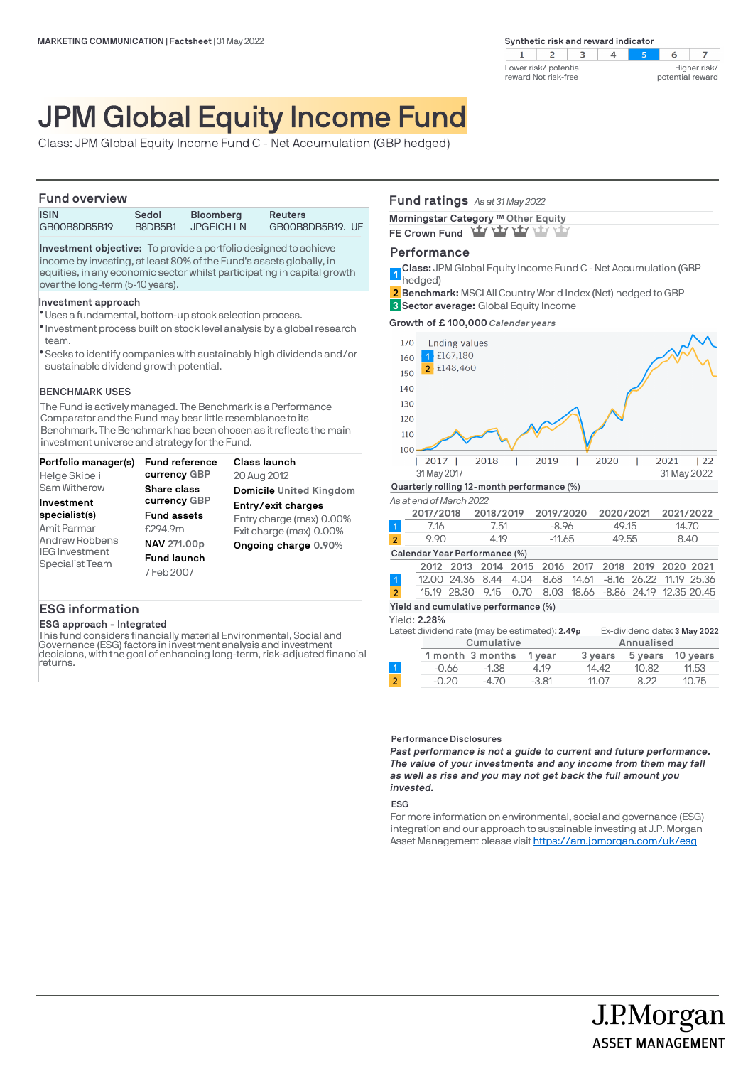MARKETING COMMUNICATION | Factsheet | 31 May 2022

**Synthetic risk and reward indicator**

| 1 | 2 | 3 | 4 | 5 | 6 | 7 |
|---|---|---|---|---|---|---|

Lower risk/ potential reward Not risk-free — Higher risk/ potential reward

# JPM Global Equity Income Fund

Class: JPM Global Equity Income Fund C - Net Accumulation (GBP hedged)

## Fund overview

| ISIN | Sedol | Bloomberg | Reuters |
|---|---|---|---|
| GB00B8DB5B19 | B8DB5B1 | JPGEICH LN | GB00B8DB5B19.LUF |

**Investment objective:** To provide a portfolio designed to achieve income by investing, at least 80% of the Fund's assets globally, in equities, in any economic sector whilst participating in capital growth over the long-term (5-10 years).

**Investment approach**

- Uses a fundamental, bottom-up stock selection process.
- Investment process built on stock level analysis by a global research team.
- Seeks to identify companies with sustainably high dividends and/or sustainable dividend growth potential.

**BENCHMARK USES**

The Fund is actively managed. The Benchmark is a Performance Comparator and the Fund may bear little resemblance to its Benchmark. The Benchmark has been chosen as it reflects the main investment universe and strategy for the Fund.

**Portfolio manager(s)**
Helge Skibeli
Sam Witherow

**Investment specialist(s)**
Amit Parmar
Andrew Robbens
IEG Investment Specialist Team

**Fund reference currency** GBP

**Share class currency** GBP

**Fund assets** £294.9m

**NAV** 271.00p

**Fund launch** 7 Feb 2007

**Class launch** 20 Aug 2012

**Domicile** United Kingdom

**Entry/exit charges**
Entry charge (max) 0.00%
Exit charge (max) 0.00%

**Ongoing charge** 0.90%

## ESG information

**ESG approach - Integrated**

This fund considers financially material Environmental, Social and Governance (ESG) factors in investment analysis and investment decisions, with the goal of enhancing long-term, risk-adjusted financial returns.

## Fund ratings *As at 31 May 2022*

**Morningstar Category ™** Other Equity

**FE Crown Fund** (3 of 5 crowns)

## Performance

1. **Class:** JPM Global Equity Income Fund C - Net Accumulation (GBP hedged)
2. **Benchmark:** MSCI All Country World Index (Net) hedged to GBP
3. **Sector average:** Global Equity Income

**Growth of £ 100,000** *Calendar years*

Ending values
1 £167,180
2 £148,460

31 May 2017 – 31 May 2022

**Quarterly rolling 12-month performance (%)**

*As at end of March 2022*

| | 2017/2018 | 2018/2019 | 2019/2020 | 2020/2021 | 2021/2022 |
|---|---|---|---|---|---|
| 1 | 7.16 | 7.51 | -8.96 | 49.15 | 14.70 |
| 2 | 9.90 | 4.19 | -11.65 | 49.55 | 8.40 |

**Calendar Year Performance (%)**

| | 2012 | 2013 | 2014 | 2015 | 2016 | 2017 | 2018 | 2019 | 2020 | 2021 |
|---|---|---|---|---|---|---|---|---|---|---|
| 1 | 12.00 | 24.36 | 8.44 | 4.04 | 8.68 | 14.61 | -8.16 | 26.22 | 11.19 | 25.36 |
| 2 | 15.19 | 28.30 | 9.15 | 0.70 | 8.03 | 18.66 | -8.86 | 24.19 | 12.35 | 20.45 |

**Yield and cumulative performance (%)**

Yield: **2.28%**

Latest dividend rate (may be estimated): **2.49p** Ex-dividend date: **3 May 2022**

| | Cumulative | | | Annualised | | |
|---|---|---|---|---|---|---|
| | 1 month | 3 months | 1 year | 3 years | 5 years | 10 years |
| 1 | -0.66 | -1.38 | 4.19 | 14.42 | 10.82 | 11.53 |
| 2 | -0.20 | -4.70 | -3.81 | 11.07 | 8.22 | 10.75 |

**Performance Disclosures**

***Past performance is not a guide to current and future performance. The value of your investments and any income from them may fall as well as rise and you may not get back the full amount you invested.***

**ESG**

For more information on environmental, social and governance (ESG) integration and our approach to sustainable investing at J.P. Morgan Asset Management please visit https://am.jpmorgan.com/uk/esg

J.P.Morgan ASSET MANAGEMENT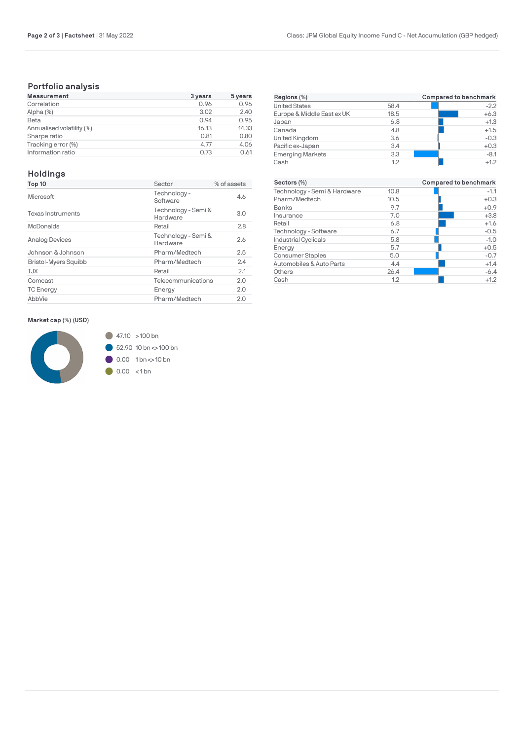## Portfolio analysis

| Measurement | 3 years | 5 years |
|---|---|---|
| Correlation | 0.96 | 0.96 |
| Alpha (%) | 3.02 | 2.40 |
| Beta | 0.94 | 0.95 |
| Annualised volatility (%) | 16.13 | 14.33 |
| Sharpe ratio | 0.81 | 0.80 |
| Tracking error (%) | 4.77 | 4.06 |
| Information ratio | 0.73 | 0.61 |

## Holdings

| Top 10 | Sector | % of assets |
|---|---|---|
| Microsoft | Technology - Software | 4.6 |
| Texas Instruments | Technology - Semi & Hardware | 3.0 |
| McDonalds | Retail | 2.8 |
| Analog Devices | Technology - Semi & Hardware | 2.6 |
| Johnson & Johnson | Pharm/Medtech | 2.5 |
| Bristol-Myers Squibb | Pharm/Medtech | 2.4 |
| TJX | Retail | 2.1 |
| Comcast | Telecommunications | 2.0 |
| TC Energy | Energy | 2.0 |
| AbbVie | Pharm/Medtech | 2.0 |

**Market cap (%) (USD)**

- 47.10 >100 bn
- 52.90 10 bn <> 100 bn
- 0.00 1 bn <> 10 bn
- 0.00 <1 bn

| Regions (%) | | Compared to benchmark |
|---|---|---|
| United States | 58.4 | -2.2 |
| Europe & Middle East ex UK | 18.5 | +6.3 |
| Japan | 6.8 | +1.3 |
| Canada | 4.8 | +1.5 |
| United Kingdom | 3.6 | -0.3 |
| Pacific ex-Japan | 3.4 | +0.3 |
| Emerging Markets | 3.3 | -8.1 |
| Cash | 1.2 | +1.2 |

| Sectors (%) | | Compared to benchmark |
|---|---|---|
| Technology - Semi & Hardware | 10.8 | -1.1 |
| Pharm/Medtech | 10.5 | +0.3 |
| Banks | 9.7 | +0.9 |
| Insurance | 7.0 | +3.8 |
| Retail | 6.8 | +1.6 |
| Technology - Software | 6.7 | -0.5 |
| Industrial Cyclicals | 5.8 | -1.0 |
| Energy | 5.7 | +0.5 |
| Consumer Staples | 5.0 | -0.7 |
| Automobiles & Auto Parts | 4.4 | +1.4 |
| Others | 26.4 | -6.4 |
| Cash | 1.2 | +1.2 |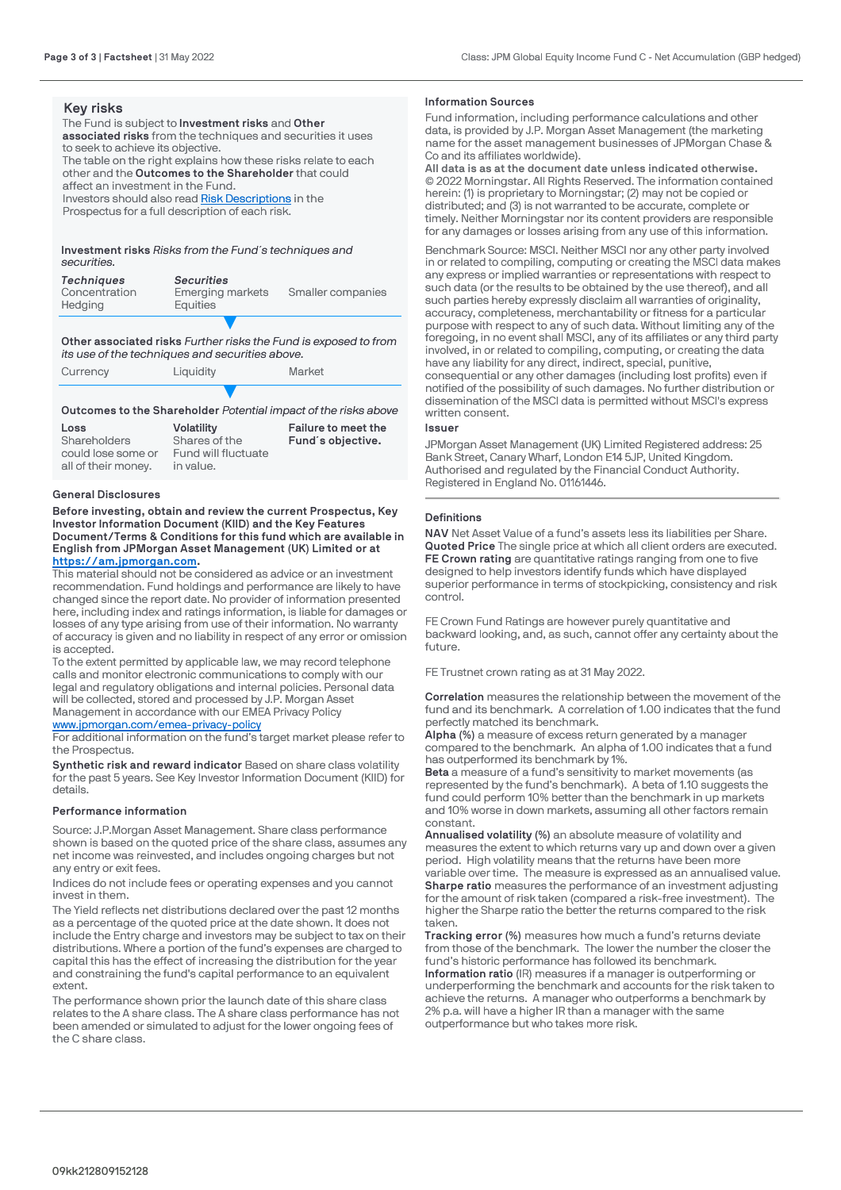## Key risks

The Fund is subject to **Investment risks** and **Other associated risks** from the techniques and securities it uses to seek to achieve its objective.

The table on the right explains how these risks relate to each other and the **Outcomes to the Shareholder** that could affect an investment in the Fund.

Investors should also read Risk Descriptions in the Prospectus for a full description of each risk.

**Investment risks** *Risks from the Fund´s techniques and securities.*

| *Techniques* | *Securities* | |
|---|---|---|
| Concentration | Emerging markets | Smaller companies |
| Hedging | Equities | |

**Other associated risks** *Further risks the Fund is exposed to from its use of the techniques and securities above.*

| | | |
|---|---|---|
| Currency | Liquidity | Market |

**Outcomes to the Shareholder** *Potential impact of the risks above*

| **Loss** | **Volatility** | **Failure to meet the Fund´s objective.** |
|---|---|---|
| Shareholders could lose some or all of their money. | Shares of the Fund will fluctuate in value. | |

### General Disclosures

**Before investing, obtain and review the current Prospectus, Key Investor Information Document (KIID) and the Key Features Document/Terms & Conditions for this fund which are available in English from JPMorgan Asset Management (UK) Limited or at https://am.jpmorgan.com.**

This material should not be considered as advice or an investment recommendation. Fund holdings and performance are likely to have changed since the report date. No provider of information presented here, including index and ratings information, is liable for damages or losses of any type arising from use of their information. No warranty of accuracy is given and no liability in respect of any error or omission is accepted.

To the extent permitted by applicable law, we may record telephone calls and monitor electronic communications to comply with our legal and regulatory obligations and internal policies. Personal data will be collected, stored and processed by J.P. Morgan Asset Management in accordance with our EMEA Privacy Policy www.jpmorgan.com/emea-privacy-policy

For additional information on the fund's target market please refer to the Prospectus.

**Synthetic risk and reward indicator** Based on share class volatility for the past 5 years. See Key Investor Information Document (KIID) for details.

### Performance information

Source: J.P.Morgan Asset Management. Share class performance shown is based on the quoted price of the share class, assumes any net income was reinvested, and includes ongoing charges but not any entry or exit fees.

Indices do not include fees or operating expenses and you cannot invest in them.

The Yield reflects net distributions declared over the past 12 months as a percentage of the quoted price at the date shown. It does not include the Entry charge and investors may be subject to tax on their distributions. Where a portion of the fund's expenses are charged to capital this has the effect of increasing the distribution for the year and constraining the fund's capital performance to an equivalent extent.

The performance shown prior the launch date of this share class relates to the A share class. The A share class performance has not been amended or simulated to adjust for the lower ongoing fees of the C share class.

### Information Sources

Fund information, including performance calculations and other data, is provided by J.P. Morgan Asset Management (the marketing name for the asset management businesses of JPMorgan Chase & Co and its affiliates worldwide).

**All data is as at the document date unless indicated otherwise.**

© 2022 Morningstar. All Rights Reserved. The information contained herein: (1) is proprietary to Morningstar; (2) may not be copied or distributed; and (3) is not warranted to be accurate, complete or timely. Neither Morningstar nor its content providers are responsible for any damages or losses arising from any use of this information.

Benchmark Source: MSCI. Neither MSCI nor any other party involved in or related to compiling, computing or creating the MSCI data makes any express or implied warranties or representations with respect to such data (or the results to be obtained by the use thereof), and all such parties hereby expressly disclaim all warranties of originality, accuracy, completeness, merchantability or fitness for a particular purpose with respect to any of such data. Without limiting any of the foregoing, in no event shall MSCI, any of its affiliates or any third party involved in or related to compiling, computing, or creating the data have any liability for any direct, indirect, special, punitive, consequential or any other damages (including lost profits) even if notified of the possibility of such damages. No further distribution or dissemination of the MSCI data is permitted without MSCI's express written consent.

### Issuer

JPMorgan Asset Management (UK) Limited Registered address: 25 Bank Street, Canary Wharf, London E14 5JP, United Kingdom. Authorised and regulated by the Financial Conduct Authority. Registered in England No. 01161446.

### Definitions

**NAV** Net Asset Value of a fund's assets less its liabilities per Share.

**Quoted Price** The single price at which all client orders are executed.

**FE Crown rating** are quantitative ratings ranging from one to five designed to help investors identify funds which have displayed superior performance in terms of stockpicking, consistency and risk control.

FE Crown Fund Ratings are however purely quantitative and backward looking, and, as such, cannot offer any certainty about the future.

FE Trustnet crown rating as at 31 May 2022.

**Correlation** measures the relationship between the movement of the fund and its benchmark. A correlation of 1.00 indicates that the fund perfectly matched its benchmark.

**Alpha (%)** a measure of excess return generated by a manager compared to the benchmark. An alpha of 1.00 indicates that a fund has outperformed its benchmark by 1%.

**Beta** a measure of a fund's sensitivity to market movements (as represented by the fund's benchmark). A beta of 1.10 suggests the fund could perform 10% better than the benchmark in up markets and 10% worse in down markets, assuming all other factors remain constant.

**Annualised volatility (%)** an absolute measure of volatility and measures the extent to which returns vary up and down over a given period. High volatility means that the returns have been more variable over time. The measure is expressed as an annualised value.

**Sharpe ratio** measures the performance of an investment adjusting for the amount of risk taken (compared a risk-free investment). The higher the Sharpe ratio the better the returns compared to the risk taken.

**Tracking error (%)** measures how much a fund's returns deviate from those of the benchmark. The lower the number the closer the fund's historic performance has followed its benchmark.

**Information ratio** (IR) measures if a manager is outperforming or underperforming the benchmark and accounts for the risk taken to achieve the returns. A manager who outperforms a benchmark by 2% p.a. will have a higher IR than a manager with the same outperformance but who takes more risk.

09kk212809152128